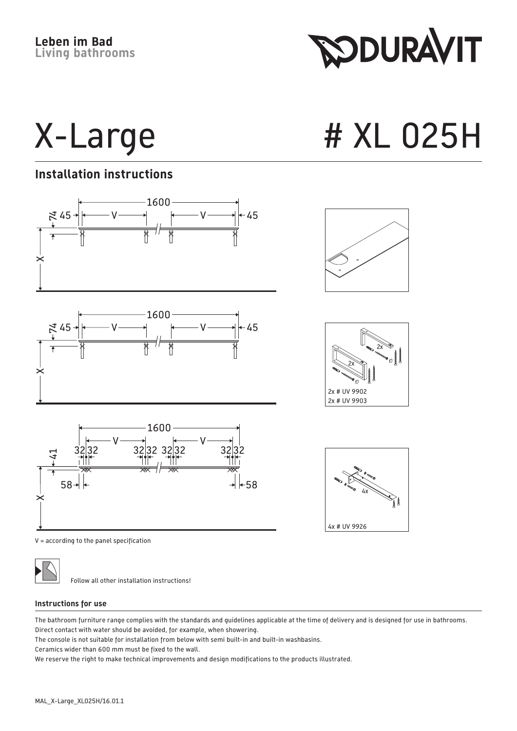Leben im Bad
**Living bathrooms**

DURAVIT

# X-Large # XL 025H

## Installation instructions

1600
74 45 V V 45
X

1600
74 45 V V 45
X

2x # UV 9902
2x # UV 9903

1600
V V
41 32 32 32 32 32 32 32 32
58 58
X

4x # UV 9926

V = according to the panel specification

Follow all other installation instructions!

### Instructions for use

The bathroom furniture range complies with the standards and guidelines applicable at the time of delivery and is designed for use in bathrooms.
Direct contact with water should be avoided, for example, when showering.
The console is not suitable for installation from below with semi built-in and built-in washbasins.
Ceramics wider than 600 mm must be fixed to the wall.
We reserve the right to make technical improvements and design modifications to the products illustrated.

MAL_X-Large_XL025H/16.01.1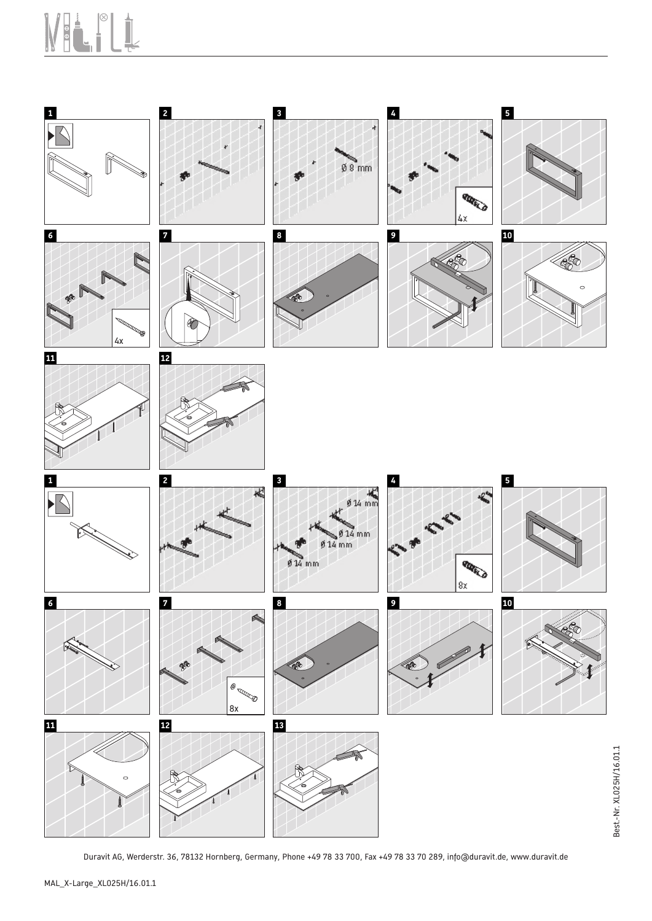1

2

3

Ø 8 mm

4

4x

5

6

4x

7

8

9

10

11

12

1

2

3

Ø 14 mm

Ø 14 mm

Ø 14 mm

Ø 14 mm

4

8x

5

6

7

8x

8

9

10

11

12

13

Best.-Nr. XL025H/16.01.1

Duravit AG, Werderstr. 36, 78132 Hornberg, Germany, Phone +49 78 33 700, Fax +49 78 33 70 289, info@duravit.de, www.duravit.de

MAL_X-Large_XL025H/16.01.1